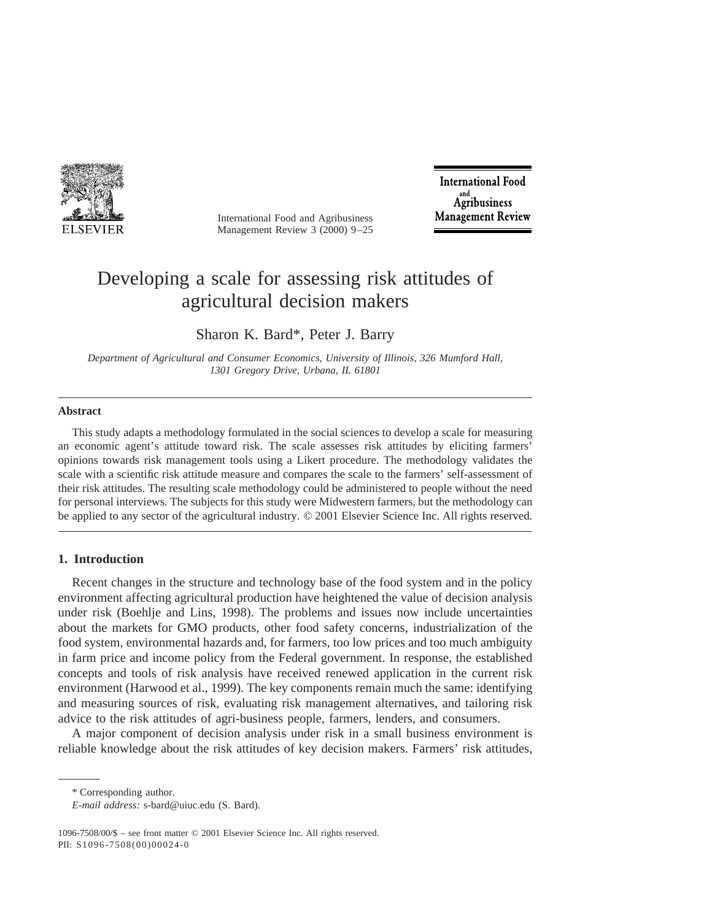# Developing a scale for assessing risk attitudes of agricultural decision makers

Sharon K. Bard*, Peter J. Barry

*Department of Agricultural and Consumer Economics, University of Illinois, 326 Mumford Hall, 1301 Gregory Drive, Urbana, IL 61801*

## Abstract

This study adapts a methodology formulated in the social sciences to develop a scale for measuring an economic agent's attitude toward risk. The scale assesses risk attitudes by eliciting farmers' opinions towards risk management tools using a Likert procedure. The methodology validates the scale with a scientific risk attitude measure and compares the scale to the farmers' self-assessment of their risk attitudes. The resulting scale methodology could be administered to people without the need for personal interviews. The subjects for this study were Midwestern farmers, but the methodology can be applied to any sector of the agricultural industry. © 2001 Elsevier Science Inc. All rights reserved.

## 1. Introduction

Recent changes in the structure and technology base of the food system and in the policy environment affecting agricultural production have heightened the value of decision analysis under risk (Boehlje and Lins, 1998). The problems and issues now include uncertainties about the markets for GMO products, other food safety concerns, industrialization of the food system, environmental hazards and, for farmers, too low prices and too much ambiguity in farm price and income policy from the Federal government. In response, the established concepts and tools of risk analysis have received renewed application in the current risk environment (Harwood et al., 1999). The key components remain much the same: identifying and measuring sources of risk, evaluating risk management alternatives, and tailoring risk advice to the risk attitudes of agri-business people, farmers, lenders, and consumers.

A major component of decision analysis under risk in a small business environment is reliable knowledge about the risk attitudes of key decision makers. Farmers' risk attitudes,

---

\* Corresponding author.

*E-mail address:* s-bard@uiuc.edu (S. Bard).

1096-7508/00/$ – see front matter © 2001 Elsevier Science Inc. All rights reserved.
PII: S1096-7508(00)00024-0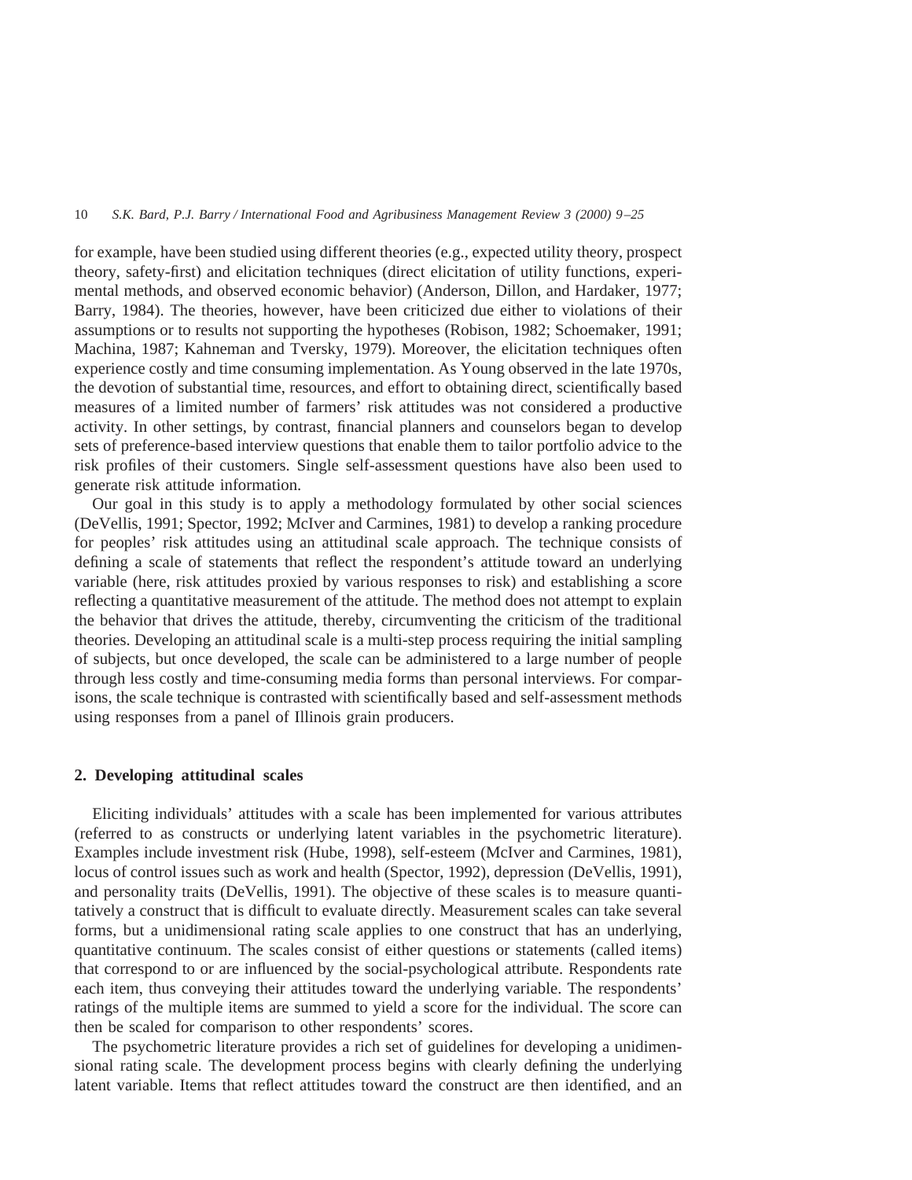for example, have been studied using different theories (e.g., expected utility theory, prospect theory, safety-first) and elicitation techniques (direct elicitation of utility functions, experimental methods, and observed economic behavior) (Anderson, Dillon, and Hardaker, 1977; Barry, 1984). The theories, however, have been criticized due either to violations of their assumptions or to results not supporting the hypotheses (Robison, 1982; Schoemaker, 1991; Machina, 1987; Kahneman and Tversky, 1979). Moreover, the elicitation techniques often experience costly and time consuming implementation. As Young observed in the late 1970s, the devotion of substantial time, resources, and effort to obtaining direct, scientifically based measures of a limited number of farmers' risk attitudes was not considered a productive activity. In other settings, by contrast, financial planners and counselors began to develop sets of preference-based interview questions that enable them to tailor portfolio advice to the risk profiles of their customers. Single self-assessment questions have also been used to generate risk attitude information.

Our goal in this study is to apply a methodology formulated by other social sciences (DeVellis, 1991; Spector, 1992; McIver and Carmines, 1981) to develop a ranking procedure for peoples' risk attitudes using an attitudinal scale approach. The technique consists of defining a scale of statements that reflect the respondent's attitude toward an underlying variable (here, risk attitudes proxied by various responses to risk) and establishing a score reflecting a quantitative measurement of the attitude. The method does not attempt to explain the behavior that drives the attitude, thereby, circumventing the criticism of the traditional theories. Developing an attitudinal scale is a multi-step process requiring the initial sampling of subjects, but once developed, the scale can be administered to a large number of people through less costly and time-consuming media forms than personal interviews. For comparisons, the scale technique is contrasted with scientifically based and self-assessment methods using responses from a panel of Illinois grain producers.

## 2. Developing attitudinal scales

Eliciting individuals' attitudes with a scale has been implemented for various attributes (referred to as constructs or underlying latent variables in the psychometric literature). Examples include investment risk (Hube, 1998), self-esteem (McIver and Carmines, 1981), locus of control issues such as work and health (Spector, 1992), depression (DeVellis, 1991), and personality traits (DeVellis, 1991). The objective of these scales is to measure quantitatively a construct that is difficult to evaluate directly. Measurement scales can take several forms, but a unidimensional rating scale applies to one construct that has an underlying, quantitative continuum. The scales consist of either questions or statements (called items) that correspond to or are influenced by the social-psychological attribute. Respondents rate each item, thus conveying their attitudes toward the underlying variable. The respondents' ratings of the multiple items are summed to yield a score for the individual. The score can then be scaled for comparison to other respondents' scores.

The psychometric literature provides a rich set of guidelines for developing a unidimensional rating scale. The development process begins with clearly defining the underlying latent variable. Items that reflect attitudes toward the construct are then identified, and an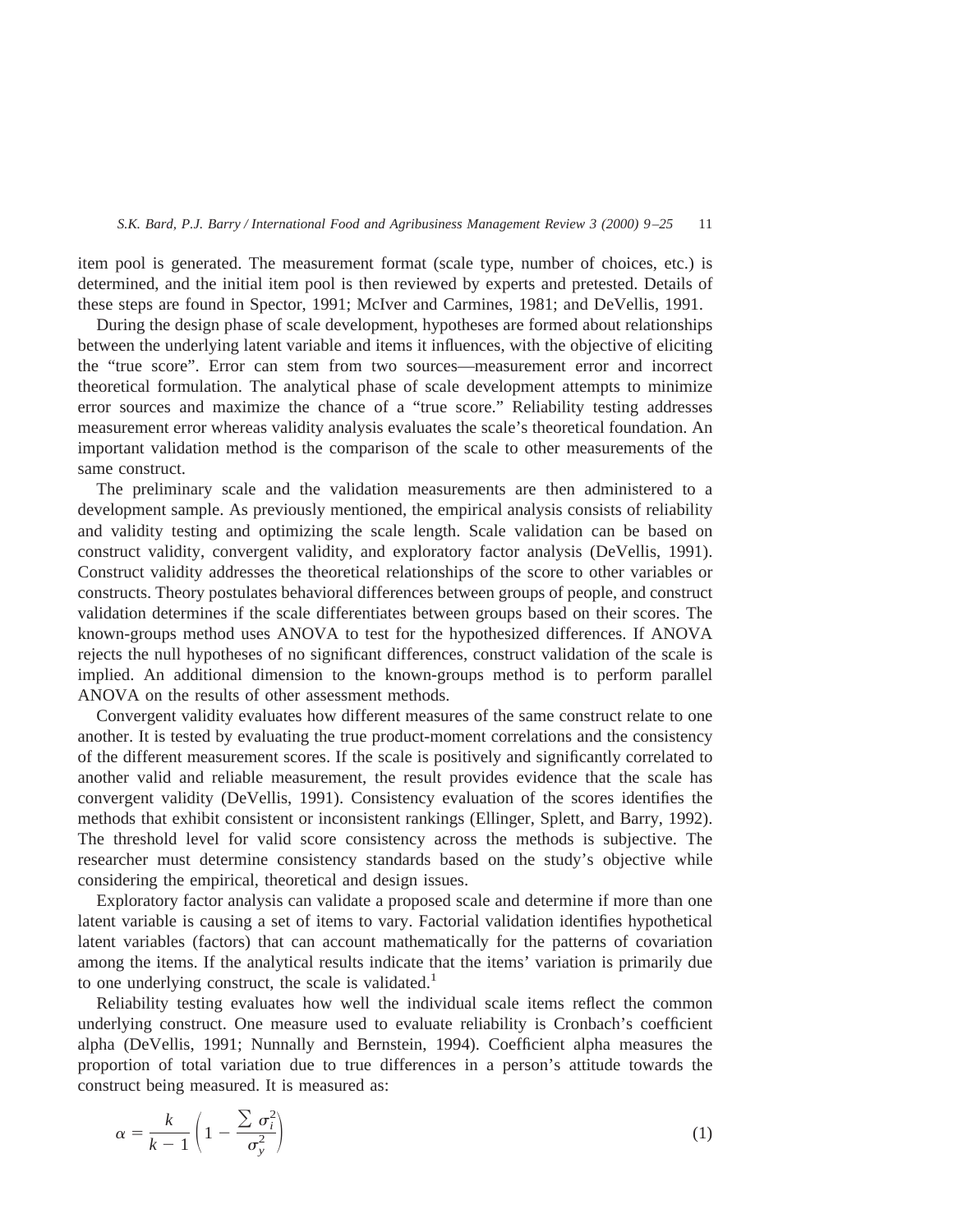item pool is generated. The measurement format (scale type, number of choices, etc.) is determined, and the initial item pool is then reviewed by experts and pretested. Details of these steps are found in Spector, 1991; McIver and Carmines, 1981; and DeVellis, 1991.

During the design phase of scale development, hypotheses are formed about relationships between the underlying latent variable and items it influences, with the objective of eliciting the "true score". Error can stem from two sources—measurement error and incorrect theoretical formulation. The analytical phase of scale development attempts to minimize error sources and maximize the chance of a "true score." Reliability testing addresses measurement error whereas validity analysis evaluates the scale's theoretical foundation. An important validation method is the comparison of the scale to other measurements of the same construct.

The preliminary scale and the validation measurements are then administered to a development sample. As previously mentioned, the empirical analysis consists of reliability and validity testing and optimizing the scale length. Scale validation can be based on construct validity, convergent validity, and exploratory factor analysis (DeVellis, 1991). Construct validity addresses the theoretical relationships of the score to other variables or constructs. Theory postulates behavioral differences between groups of people, and construct validation determines if the scale differentiates between groups based on their scores. The known-groups method uses ANOVA to test for the hypothesized differences. If ANOVA rejects the null hypotheses of no significant differences, construct validation of the scale is implied. An additional dimension to the known-groups method is to perform parallel ANOVA on the results of other assessment methods.

Convergent validity evaluates how different measures of the same construct relate to one another. It is tested by evaluating the true product-moment correlations and the consistency of the different measurement scores. If the scale is positively and significantly correlated to another valid and reliable measurement, the result provides evidence that the scale has convergent validity (DeVellis, 1991). Consistency evaluation of the scores identifies the methods that exhibit consistent or inconsistent rankings (Ellinger, Splett, and Barry, 1992). The threshold level for valid score consistency across the methods is subjective. The researcher must determine consistency standards based on the study's objective while considering the empirical, theoretical and design issues.

Exploratory factor analysis can validate a proposed scale and determine if more than one latent variable is causing a set of items to vary. Factorial validation identifies hypothetical latent variables (factors) that can account mathematically for the patterns of covariation among the items. If the analytical results indicate that the items' variation is primarily due to one underlying construct, the scale is validated.[1]

Reliability testing evaluates how well the individual scale items reflect the common underlying construct. One measure used to evaluate reliability is Cronbach's coefficient alpha (DeVellis, 1991; Nunnally and Bernstein, 1994). Coefficient alpha measures the proportion of total variation due to true differences in a person's attitude towards the construct being measured. It is measured as:

$$\alpha = \frac{k}{k-1}\left(1 - \frac{\sum \sigma_i^2}{\sigma_y^2}\right) \tag{1}$$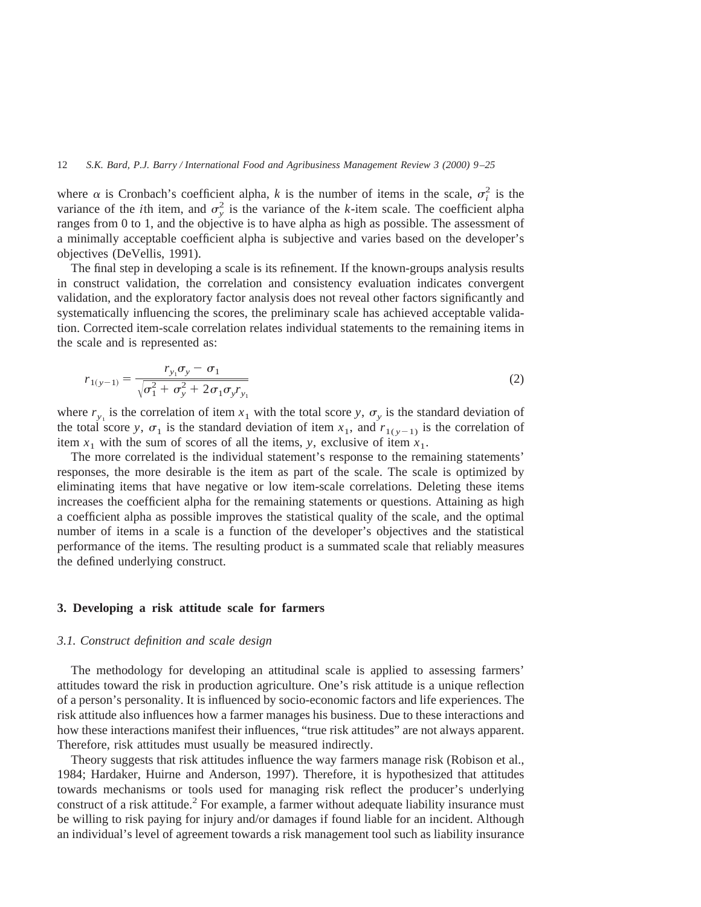where $\alpha$ is Cronbach's coefficient alpha, $k$ is the number of items in the scale, $\sigma_i^2$ is the variance of the $i$th item, and $\sigma_y^2$ is the variance of the $k$-item scale. The coefficient alpha ranges from 0 to 1, and the objective is to have alpha as high as possible. The assessment of a minimally acceptable coefficient alpha is subjective and varies based on the developer's objectives (DeVellis, 1991).

The final step in developing a scale is its refinement. If the known-groups analysis results in construct validation, the correlation and consistency evaluation indicates convergent validation, and the exploratory factor analysis does not reveal other factors significantly and systematically influencing the scores, the preliminary scale has achieved acceptable validation. Corrected item-scale correlation relates individual statements to the remaining items in the scale and is represented as:

$$r_{1(y-1)} = \frac{r_{y_1}\sigma_y - \sigma_1}{\sqrt{\sigma_1^2 + \sigma_y^2 + 2\sigma_1\sigma_y r_{y_1}}} \tag{2}$$

where $r_{y_1}$ is the correlation of item $x_1$ with the total score $y$, $\sigma_y$ is the standard deviation of the total score $y$, $\sigma_1$ is the standard deviation of item $x_1$, and $r_{1(y-1)}$ is the correlation of item $x_1$ with the sum of scores of all the items, $y$, exclusive of item $x_1$.

The more correlated is the individual statement's response to the remaining statements' responses, the more desirable is the item as part of the scale. The scale is optimized by eliminating items that have negative or low item-scale correlations. Deleting these items increases the coefficient alpha for the remaining statements or questions. Attaining as high a coefficient alpha as possible improves the statistical quality of the scale, and the optimal number of items in a scale is a function of the developer's objectives and the statistical performance of the items. The resulting product is a summated scale that reliably measures the defined underlying construct.

## 3. Developing a risk attitude scale for farmers

### 3.1. Construct definition and scale design

The methodology for developing an attitudinal scale is applied to assessing farmers' attitudes toward the risk in production agriculture. One's risk attitude is a unique reflection of a person's personality. It is influenced by socio-economic factors and life experiences. The risk attitude also influences how a farmer manages his business. Due to these interactions and how these interactions manifest their influences, "true risk attitudes" are not always apparent. Therefore, risk attitudes must usually be measured indirectly.

Theory suggests that risk attitudes influence the way farmers manage risk (Robison et al., 1984; Hardaker, Huirne and Anderson, 1997). Therefore, it is hypothesized that attitudes towards mechanisms or tools used for managing risk reflect the producer's underlying construct of a risk attitude.[2] For example, a farmer without adequate liability insurance must be willing to risk paying for injury and/or damages if found liable for an incident. Although an individual's level of agreement towards a risk management tool such as liability insurance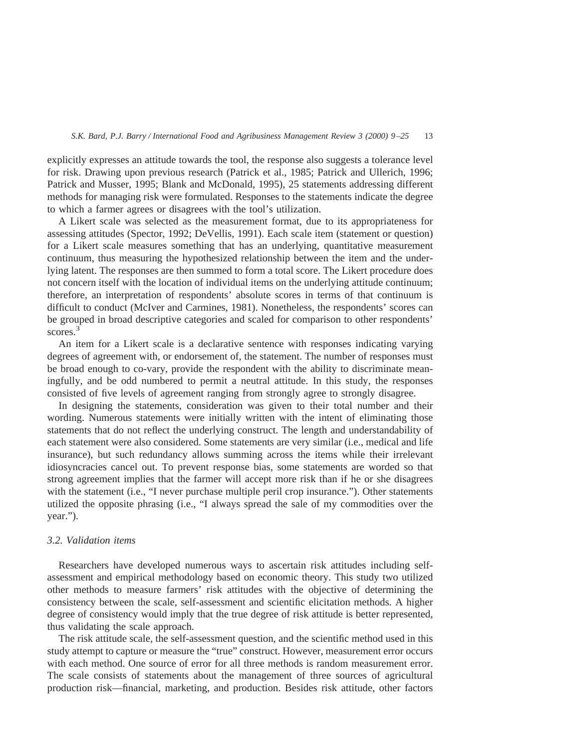explicitly expresses an attitude towards the tool, the response also suggests a tolerance level for risk. Drawing upon previous research (Patrick et al., 1985; Patrick and Ullerich, 1996; Patrick and Musser, 1995; Blank and McDonald, 1995), 25 statements addressing different methods for managing risk were formulated. Responses to the statements indicate the degree to which a farmer agrees or disagrees with the tool's utilization.

A Likert scale was selected as the measurement format, due to its appropriateness for assessing attitudes (Spector, 1992; DeVellis, 1991). Each scale item (statement or question) for a Likert scale measures something that has an underlying, quantitative measurement continuum, thus measuring the hypothesized relationship between the item and the underlying latent. The responses are then summed to form a total score. The Likert procedure does not concern itself with the location of individual items on the underlying attitude continuum; therefore, an interpretation of respondents' absolute scores in terms of that continuum is difficult to conduct (McIver and Carmines, 1981). Nonetheless, the respondents' scores can be grouped in broad descriptive categories and scaled for comparison to other respondents' scores.[3]

An item for a Likert scale is a declarative sentence with responses indicating varying degrees of agreement with, or endorsement of, the statement. The number of responses must be broad enough to co-vary, provide the respondent with the ability to discriminate meaningfully, and be odd numbered to permit a neutral attitude. In this study, the responses consisted of five levels of agreement ranging from strongly agree to strongly disagree.

In designing the statements, consideration was given to their total number and their wording. Numerous statements were initially written with the intent of eliminating those statements that do not reflect the underlying construct. The length and understandability of each statement were also considered. Some statements are very similar (i.e., medical and life insurance), but such redundancy allows summing across the items while their irrelevant idiosyncracies cancel out. To prevent response bias, some statements are worded so that strong agreement implies that the farmer will accept more risk than if he or she disagrees with the statement (i.e., "I never purchase multiple peril crop insurance."). Other statements utilized the opposite phrasing (i.e., "I always spread the sale of my commodities over the year.").

### *3.2. Validation items*

Researchers have developed numerous ways to ascertain risk attitudes including self-assessment and empirical methodology based on economic theory. This study two utilized other methods to measure farmers' risk attitudes with the objective of determining the consistency between the scale, self-assessment and scientific elicitation methods. A higher degree of consistency would imply that the true degree of risk attitude is better represented, thus validating the scale approach.

The risk attitude scale, the self-assessment question, and the scientific method used in this study attempt to capture or measure the "true" construct. However, measurement error occurs with each method. One source of error for all three methods is random measurement error. The scale consists of statements about the management of three sources of agricultural production risk—financial, marketing, and production. Besides risk attitude, other factors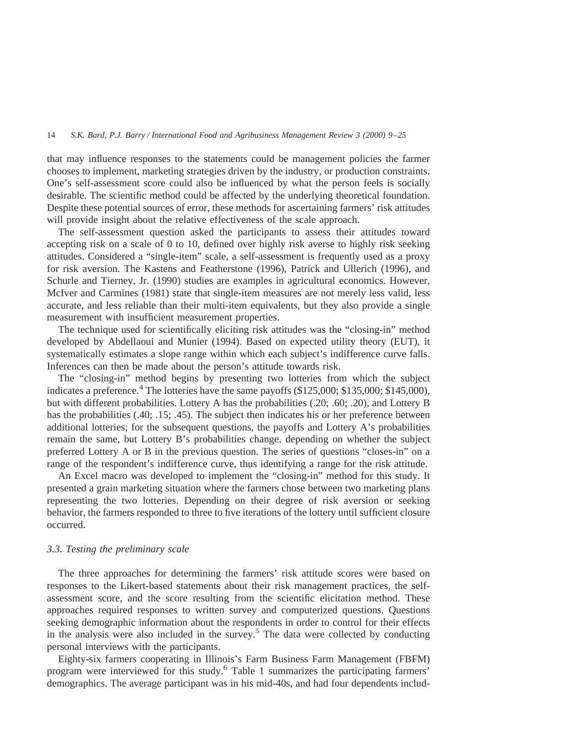that may influence responses to the statements could be management policies the farmer chooses to implement, marketing strategies driven by the industry, or production constraints. One's self-assessment score could also be influenced by what the person feels is socially desirable. The scientific method could be affected by the underlying theoretical foundation. Despite these potential sources of error, these methods for ascertaining farmers' risk attitudes will provide insight about the relative effectiveness of the scale approach.

The self-assessment question asked the participants to assess their attitudes toward accepting risk on a scale of 0 to 10, defined over highly risk averse to highly risk seeking attitudes. Considered a "single-item" scale, a self-assessment is frequently used as a proxy for risk aversion. The Kastens and Featherstone (1996), Patrick and Ullerich (1996), and Schurle and Tierney, Jr. (1990) studies are examples in agricultural economics. However, McIver and Carmines (1981) state that single-item measures are not merely less valid, less accurate, and less reliable than their multi-item equivalents, but they also provide a single measurement with insufficient measurement properties.

The technique used for scientifically eliciting risk attitudes was the "closing-in" method developed by Abdellaoui and Munier (1994). Based on expected utility theory (EUT), it systematically estimates a slope range within which each subject's indifference curve falls. Inferences can then be made about the person's attitude towards risk.

The "closing-in" method begins by presenting two lotteries from which the subject indicates a preference.[4] The lotteries have the same payoffs ($125,000; $135,000; $145,000), but with different probabilities. Lottery A has the probabilities (.20; .60; .20), and Lottery B has the probabilities (.40; .15; .45). The subject then indicates his or her preference between additional lotteries; for the subsequent questions, the payoffs and Lottery A's probabilities remain the same, but Lottery B's probabilities change, depending on whether the subject preferred Lottery A or B in the previous question. The series of questions "closes-in" on a range of the respondent's indifference curve, thus identifying a range for the risk attitude.

An Excel macro was developed to implement the "closing-in" method for this study. It presented a grain marketing situation where the farmers chose between two marketing plans representing the two lotteries. Depending on their degree of risk aversion or seeking behavior, the farmers responded to three to five iterations of the lottery until sufficient closure occurred.

### *3.3. Testing the preliminary scale*

The three approaches for determining the farmers' risk attitude scores were based on responses to the Likert-based statements about their risk management practices, the self-assessment score, and the score resulting from the scientific elicitation method. These approaches required responses to written survey and computerized questions. Questions seeking demographic information about the respondents in order to control for their effects in the analysis were also included in the survey.[5] The data were collected by conducting personal interviews with the participants.

Eighty-six farmers cooperating in Illinois's Farm Business Farm Management (FBFM) program were interviewed for this study.[6] Table 1 summarizes the participating farmers' demographics. The average participant was in his mid-40s, and had four dependents includ-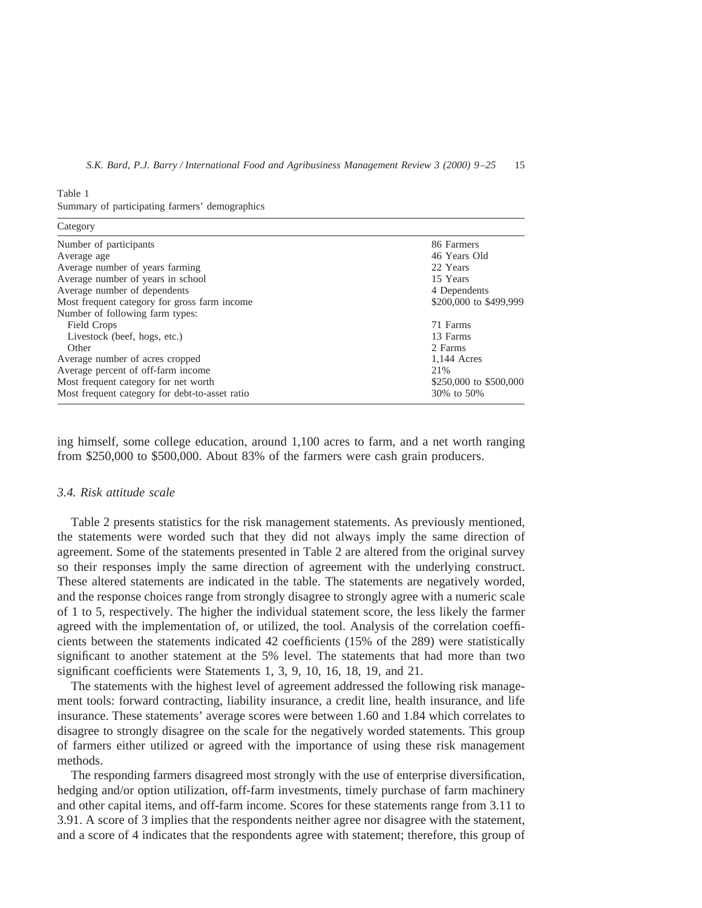Table 1
Summary of participating farmers' demographics

| Category | |
|---|---|
| Number of participants | 86 Farmers |
| Average age | 46 Years Old |
| Average number of years farming | 22 Years |
| Average number of years in school | 15 Years |
| Average number of dependents | 4 Dependents |
| Most frequent category for gross farm income | \$200,000 to \$499,999 |
| Number of following farm types: | |
| Field Crops | 71 Farms |
| Livestock (beef, hogs, etc.) | 13 Farms |
| Other | 2 Farms |
| Average number of acres cropped | 1,144 Acres |
| Average percent of off-farm income | 21% |
| Most frequent category for net worth | \$250,000 to \$500,000 |
| Most frequent category for debt-to-asset ratio | 30% to 50% |

ing himself, some college education, around 1,100 acres to farm, and a net worth ranging from \$250,000 to \$500,000. About 83% of the farmers were cash grain producers.

### *3.4. Risk attitude scale*

Table 2 presents statistics for the risk management statements. As previously mentioned, the statements were worded such that they did not always imply the same direction of agreement. Some of the statements presented in Table 2 are altered from the original survey so their responses imply the same direction of agreement with the underlying construct. These altered statements are indicated in the table. The statements are negatively worded, and the response choices range from strongly disagree to strongly agree with a numeric scale of 1 to 5, respectively. The higher the individual statement score, the less likely the farmer agreed with the implementation of, or utilized, the tool. Analysis of the correlation coefficients between the statements indicated 42 coefficients (15% of the 289) were statistically significant to another statement at the 5% level. The statements that had more than two significant coefficients were Statements 1, 3, 9, 10, 16, 18, 19, and 21.

The statements with the highest level of agreement addressed the following risk management tools: forward contracting, liability insurance, a credit line, health insurance, and life insurance. These statements' average scores were between 1.60 and 1.84 which correlates to disagree to strongly disagree on the scale for the negatively worded statements. This group of farmers either utilized or agreed with the importance of using these risk management methods.

The responding farmers disagreed most strongly with the use of enterprise diversification, hedging and/or option utilization, off-farm investments, timely purchase of farm machinery and other capital items, and off-farm income. Scores for these statements range from 3.11 to 3.91. A score of 3 implies that the respondents neither agree nor disagree with the statement, and a score of 4 indicates that the respondents agree with statement; therefore, this group of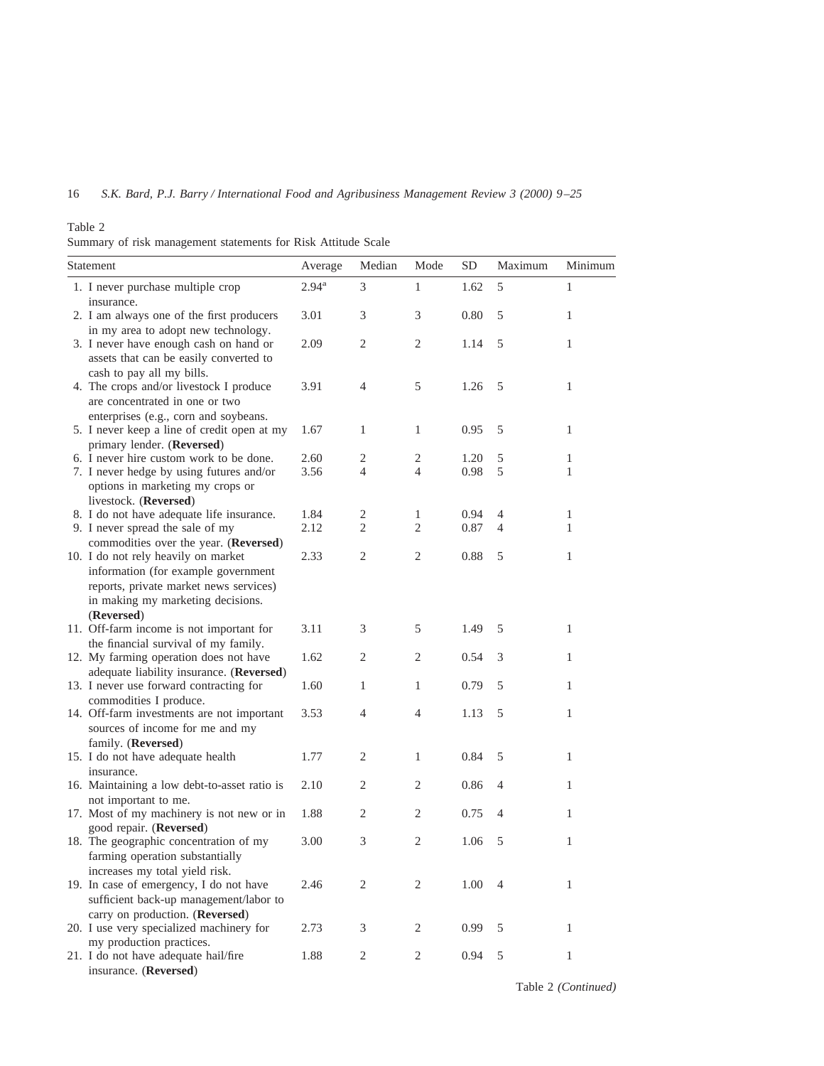Table 2

Summary of risk management statements for Risk Attitude Scale

| Statement | Average | Median | Mode | SD | Maximum | Minimum |
|---|---|---|---|---|---|---|
| 1. I never purchase multiple crop insurance. | 2.94[a] | 3 | 1 | 1.62 | 5 | 1 |
| 2. I am always one of the first producers in my area to adopt new technology. | 3.01 | 3 | 3 | 0.80 | 5 | 1 |
| 3. I never have enough cash on hand or assets that can be easily converted to cash to pay all my bills. | 2.09 | 2 | 2 | 1.14 | 5 | 1 |
| 4. The crops and/or livestock I produce are concentrated in one or two enterprises (e.g., corn and soybeans. | 3.91 | 4 | 5 | 1.26 | 5 | 1 |
| 5. I never keep a line of credit open at my primary lender. (**Reversed**) | 1.67 | 1 | 1 | 0.95 | 5 | 1 |
| 6. I never hire custom work to be done. | 2.60 | 2 | 2 | 1.20 | 5 | 1 |
| 7. I never hedge by using futures and/or options in marketing my crops or livestock. (**Reversed**) | 3.56 | 4 | 4 | 0.98 | 5 | 1 |
| 8. I do not have adequate life insurance. | 1.84 | 2 | 1 | 0.94 | 4 | 1 |
| 9. I never spread the sale of my commodities over the year. (**Reversed**) | 2.12 | 2 | 2 | 0.87 | 4 | 1 |
| 10. I do not rely heavily on market information (for example government reports, private market news services) in making my marketing decisions. (**Reversed**) | 2.33 | 2 | 2 | 0.88 | 5 | 1 |
| 11. Off-farm income is not important for the financial survival of my family. | 3.11 | 3 | 5 | 1.49 | 5 | 1 |
| 12. My farming operation does not have adequate liability insurance. (**Reversed**) | 1.62 | 2 | 2 | 0.54 | 3 | 1 |
| 13. I never use forward contracting for commodities I produce. | 1.60 | 1 | 1 | 0.79 | 5 | 1 |
| 14. Off-farm investments are not important sources of income for me and my family. (**Reversed**) | 3.53 | 4 | 4 | 1.13 | 5 | 1 |
| 15. I do not have adequate health insurance. | 1.77 | 2 | 1 | 0.84 | 5 | 1 |
| 16. Maintaining a low debt-to-asset ratio is not important to me. | 2.10 | 2 | 2 | 0.86 | 4 | 1 |
| 17. Most of my machinery is not new or in good repair. (**Reversed**) | 1.88 | 2 | 2 | 0.75 | 4 | 1 |
| 18. The geographic concentration of my farming operation substantially increases my total yield risk. | 3.00 | 3 | 2 | 1.06 | 5 | 1 |
| 19. In case of emergency, I do not have sufficient back-up management/labor to carry on production. (**Reversed**) | 2.46 | 2 | 2 | 1.00 | 4 | 1 |
| 20. I use very specialized machinery for my production practices. | 2.73 | 3 | 2 | 0.99 | 5 | 1 |
| 21. I do not have adequate hail/fire insurance. (**Reversed**) | 1.88 | 2 | 2 | 0.94 | 5 | 1 |

Table 2 *(Continued)*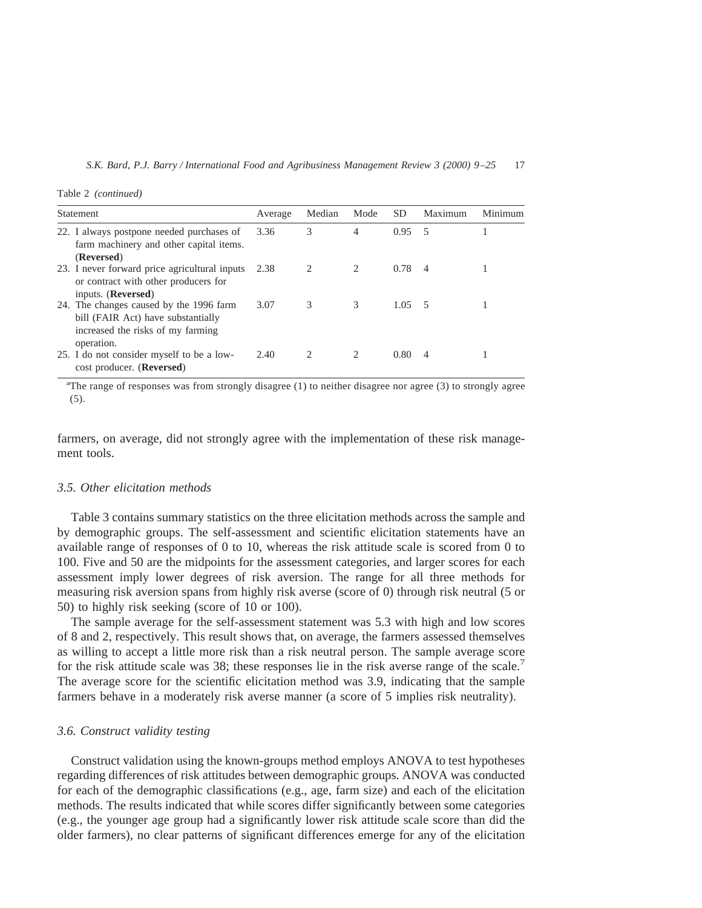Table 2 *(continued)*

| Statement | Average | Median | Mode | SD | Maximum | Minimum |
|---|---|---|---|---|---|---|
| 22. I always postpone needed purchases of farm machinery and other capital items. (**Reversed**) | 3.36 | 3 | 4 | 0.95 | 5 | 1 |
| 23. I never forward price agricultural inputs or contract with other producers for inputs. (**Reversed**) | 2.38 | 2 | 2 | 0.78 | 4 | 1 |
| 24. The changes caused by the 1996 farm bill (FAIR Act) have substantially increased the risks of my farming operation. | 3.07 | 3 | 3 | 1.05 | 5 | 1 |
| 25. I do not consider myself to be a low-cost producer. (**Reversed**) | 2.40 | 2 | 2 | 0.80 | 4 | 1 |

[a]The range of responses was from strongly disagree (1) to neither disagree nor agree (3) to strongly agree (5).

farmers, on average, did not strongly agree with the implementation of these risk management tools.

### *3.5. Other elicitation methods*

Table 3 contains summary statistics on the three elicitation methods across the sample and by demographic groups. The self-assessment and scientific elicitation statements have an available range of responses of 0 to 10, whereas the risk attitude scale is scored from 0 to 100. Five and 50 are the midpoints for the assessment categories, and larger scores for each assessment imply lower degrees of risk aversion. The range for all three methods for measuring risk aversion spans from highly risk averse (score of 0) through risk neutral (5 or 50) to highly risk seeking (score of 10 or 100).

The sample average for the self-assessment statement was 5.3 with high and low scores of 8 and 2, respectively. This result shows that, on average, the farmers assessed themselves as willing to accept a little more risk than a risk neutral person. The sample average score for the risk attitude scale was 38; these responses lie in the risk averse range of the scale.[7] The average score for the scientific elicitation method was 3.9, indicating that the sample farmers behave in a moderately risk averse manner (a score of 5 implies risk neutrality).

### *3.6. Construct validity testing*

Construct validation using the known-groups method employs ANOVA to test hypotheses regarding differences of risk attitudes between demographic groups. ANOVA was conducted for each of the demographic classifications (e.g., age, farm size) and each of the elicitation methods. The results indicated that while scores differ significantly between some categories (e.g., the younger age group had a significantly lower risk attitude scale score than did the older farmers), no clear patterns of significant differences emerge for any of the elicitation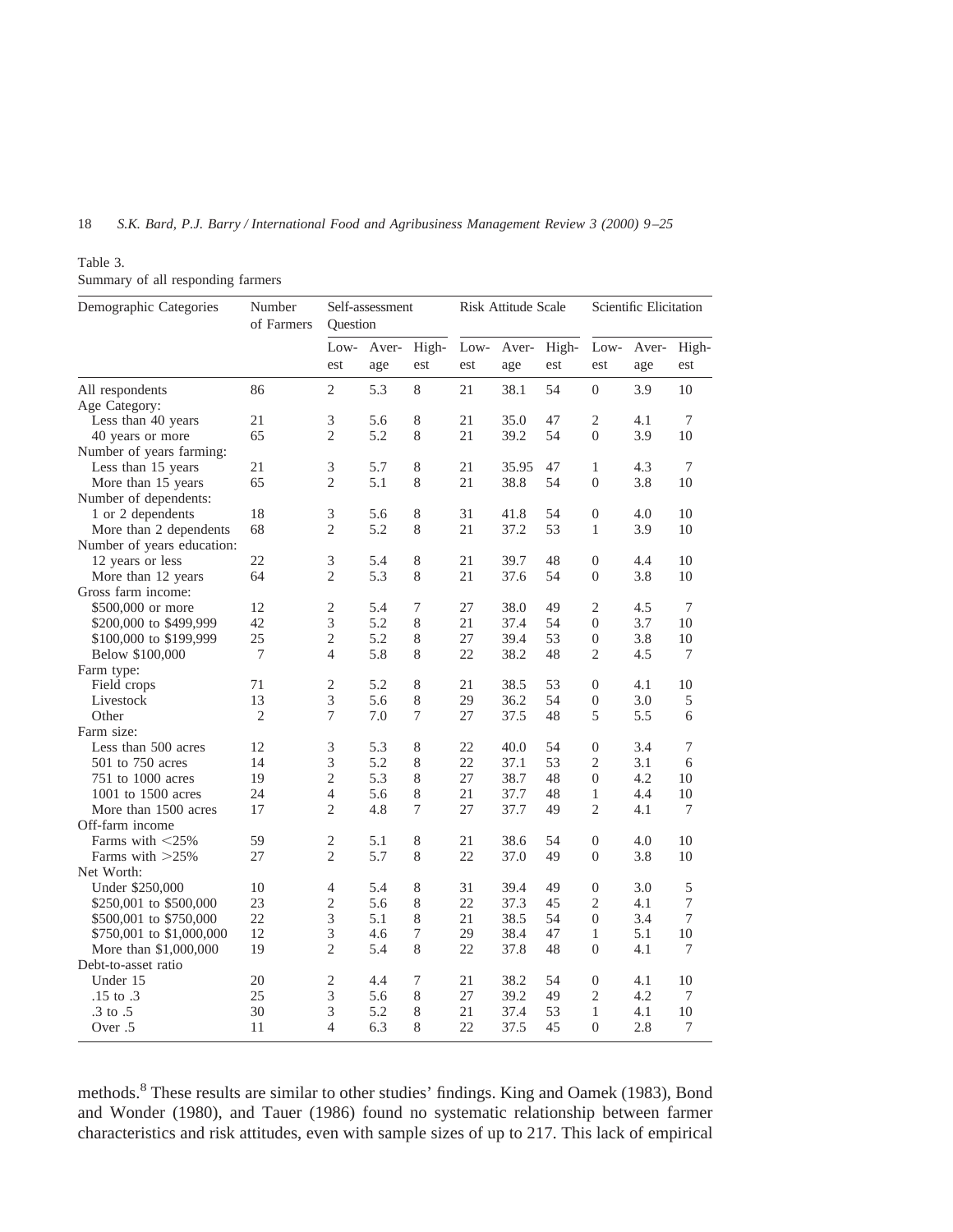Table 3.
Summary of all responding farmers

| Demographic Categories | Number of Farmers | Self-assessment Question | | | Risk Attitude Scale | | | Scientific Elicitation | | |
|---|---|---|---|---|---|---|---|---|---|---|
| | | Lowest | Average | Highest | Lowest | Average | Highest | Lowest | Average | Highest |
| All respondents | 86 | 2 | 5.3 | 8 | 21 | 38.1 | 54 | 0 | 3.9 | 10 |
| Age Category: | | | | | | | | | | |
| Less than 40 years | 21 | 3 | 5.6 | 8 | 21 | 35.0 | 47 | 2 | 4.1 | 7 |
| 40 years or more | 65 | 2 | 5.2 | 8 | 21 | 39.2 | 54 | 0 | 3.9 | 10 |
| Number of years farming: | | | | | | | | | | |
| Less than 15 years | 21 | 3 | 5.7 | 8 | 21 | 35.95 | 47 | 1 | 4.3 | 7 |
| More than 15 years | 65 | 2 | 5.1 | 8 | 21 | 38.8 | 54 | 0 | 3.8 | 10 |
| Number of dependents: | | | | | | | | | | |
| 1 or 2 dependents | 18 | 3 | 5.6 | 8 | 31 | 41.8 | 54 | 0 | 4.0 | 10 |
| More than 2 dependents | 68 | 2 | 5.2 | 8 | 21 | 37.2 | 53 | 1 | 3.9 | 10 |
| Number of years education: | | | | | | | | | | |
| 12 years or less | 22 | 3 | 5.4 | 8 | 21 | 39.7 | 48 | 0 | 4.4 | 10 |
| More than 12 years | 64 | 2 | 5.3 | 8 | 21 | 37.6 | 54 | 0 | 3.8 | 10 |
| Gross farm income: | | | | | | | | | | |
| $500,000 or more | 12 | 2 | 5.4 | 7 | 27 | 38.0 | 49 | 2 | 4.5 | 7 |
| $200,000 to $499,999 | 42 | 3 | 5.2 | 8 | 21 | 37.4 | 54 | 0 | 3.7 | 10 |
| $100,000 to $199,999 | 25 | 2 | 5.2 | 8 | 27 | 39.4 | 53 | 0 | 3.8 | 10 |
| Below $100,000 | 7 | 4 | 5.8 | 8 | 22 | 38.2 | 48 | 2 | 4.5 | 7 |
| Farm type: | | | | | | | | | | |
| Field crops | 71 | 2 | 5.2 | 8 | 21 | 38.5 | 53 | 0 | 4.1 | 10 |
| Livestock | 13 | 3 | 5.6 | 8 | 29 | 36.2 | 54 | 0 | 3.0 | 5 |
| Other | 2 | 7 | 7.0 | 7 | 27 | 37.5 | 48 | 5 | 5.5 | 6 |
| Farm size: | | | | | | | | | | |
| Less than 500 acres | 12 | 3 | 5.3 | 8 | 22 | 40.0 | 54 | 0 | 3.4 | 7 |
| 501 to 750 acres | 14 | 3 | 5.2 | 8 | 22 | 37.1 | 53 | 2 | 3.1 | 6 |
| 751 to 1000 acres | 19 | 2 | 5.3 | 8 | 27 | 38.7 | 48 | 0 | 4.2 | 10 |
| 1001 to 1500 acres | 24 | 4 | 5.6 | 8 | 21 | 37.7 | 48 | 1 | 4.4 | 10 |
| More than 1500 acres | 17 | 2 | 4.8 | 7 | 27 | 37.7 | 49 | 2 | 4.1 | 7 |
| Off-farm income | | | | | | | | | | |
| Farms with <25% | 59 | 2 | 5.1 | 8 | 21 | 38.6 | 54 | 0 | 4.0 | 10 |
| Farms with >25% | 27 | 2 | 5.7 | 8 | 22 | 37.0 | 49 | 0 | 3.8 | 10 |
| Net Worth: | | | | | | | | | | |
| Under $250,000 | 10 | 4 | 5.4 | 8 | 31 | 39.4 | 49 | 0 | 3.0 | 5 |
| $250,001 to $500,000 | 23 | 2 | 5.6 | 8 | 22 | 37.3 | 45 | 2 | 4.1 | 7 |
| $500,001 to $750,000 | 22 | 3 | 5.1 | 8 | 21 | 38.5 | 54 | 0 | 3.4 | 7 |
| $750,001 to $1,000,000 | 12 | 3 | 4.6 | 7 | 29 | 38.4 | 47 | 1 | 5.1 | 10 |
| More than $1,000,000 | 19 | 2 | 5.4 | 8 | 22 | 37.8 | 48 | 0 | 4.1 | 7 |
| Debt-to-asset ratio | | | | | | | | | | |
| Under 15 | 20 | 2 | 4.4 | 7 | 21 | 38.2 | 54 | 0 | 4.1 | 10 |
| .15 to .3 | 25 | 3 | 5.6 | 8 | 27 | 39.2 | 49 | 2 | 4.2 | 7 |
| .3 to .5 | 30 | 3 | 5.2 | 8 | 21 | 37.4 | 53 | 1 | 4.1 | 10 |
| Over .5 | 11 | 4 | 6.3 | 8 | 22 | 37.5 | 45 | 0 | 2.8 | 7 |

methods.[8] These results are similar to other studies' findings. King and Oamek (1983), Bond and Wonder (1980), and Tauer (1986) found no systematic relationship between farmer characteristics and risk attitudes, even with sample sizes of up to 217. This lack of empirical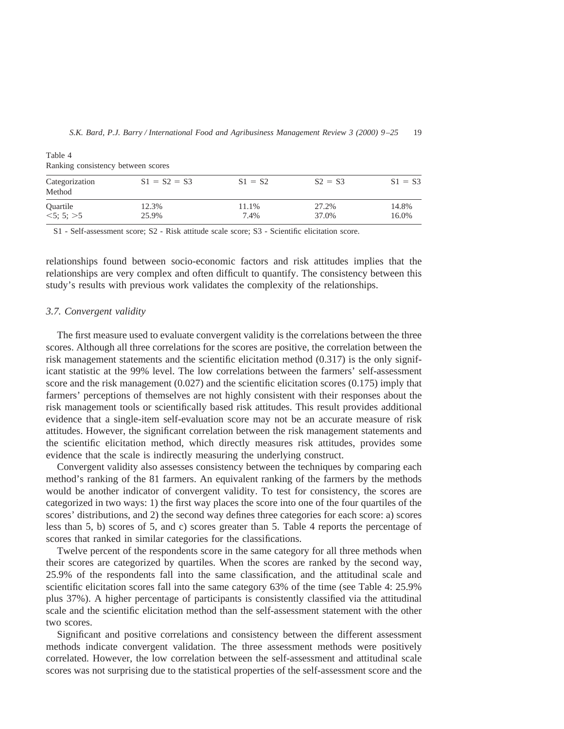Table 4
Ranking consistency between scores

| Categorization Method | S1 = S2 = S3 | S1 = S2 | S2 = S3 | S1 = S3 |
|---|---|---|---|---|
| Quartile | 12.3% | 11.1% | 27.2% | 14.8% |
| <5; 5; >5 | 25.9% | 7.4% | 37.0% | 16.0% |

S1 - Self-assessment score; S2 - Risk attitude scale score; S3 - Scientific elicitation score.

relationships found between socio-economic factors and risk attitudes implies that the relationships are very complex and often difficult to quantify. The consistency between this study's results with previous work validates the complexity of the relationships.

### *3.7. Convergent validity*

The first measure used to evaluate convergent validity is the correlations between the three scores. Although all three correlations for the scores are positive, the correlation between the risk management statements and the scientific elicitation method (0.317) is the only significant statistic at the 99% level. The low correlations between the farmers' self-assessment score and the risk management (0.027) and the scientific elicitation scores (0.175) imply that farmers' perceptions of themselves are not highly consistent with their responses about the risk management tools or scientifically based risk attitudes. This result provides additional evidence that a single-item self-evaluation score may not be an accurate measure of risk attitudes. However, the significant correlation between the risk management statements and the scientific elicitation method, which directly measures risk attitudes, provides some evidence that the scale is indirectly measuring the underlying construct.

Convergent validity also assesses consistency between the techniques by comparing each method's ranking of the 81 farmers. An equivalent ranking of the farmers by the methods would be another indicator of convergent validity. To test for consistency, the scores are categorized in two ways: 1) the first way places the score into one of the four quartiles of the scores' distributions, and 2) the second way defines three categories for each score: a) scores less than 5, b) scores of 5, and c) scores greater than 5. Table 4 reports the percentage of scores that ranked in similar categories for the classifications.

Twelve percent of the respondents score in the same category for all three methods when their scores are categorized by quartiles. When the scores are ranked by the second way, 25.9% of the respondents fall into the same classification, and the attitudinal scale and scientific elicitation scores fall into the same category 63% of the time (see Table 4: 25.9% plus 37%). A higher percentage of participants is consistently classified via the attitudinal scale and the scientific elicitation method than the self-assessment statement with the other two scores.

Significant and positive correlations and consistency between the different assessment methods indicate convergent validation. The three assessment methods were positively correlated. However, the low correlation between the self-assessment and attitudinal scale scores was not surprising due to the statistical properties of the self-assessment score and the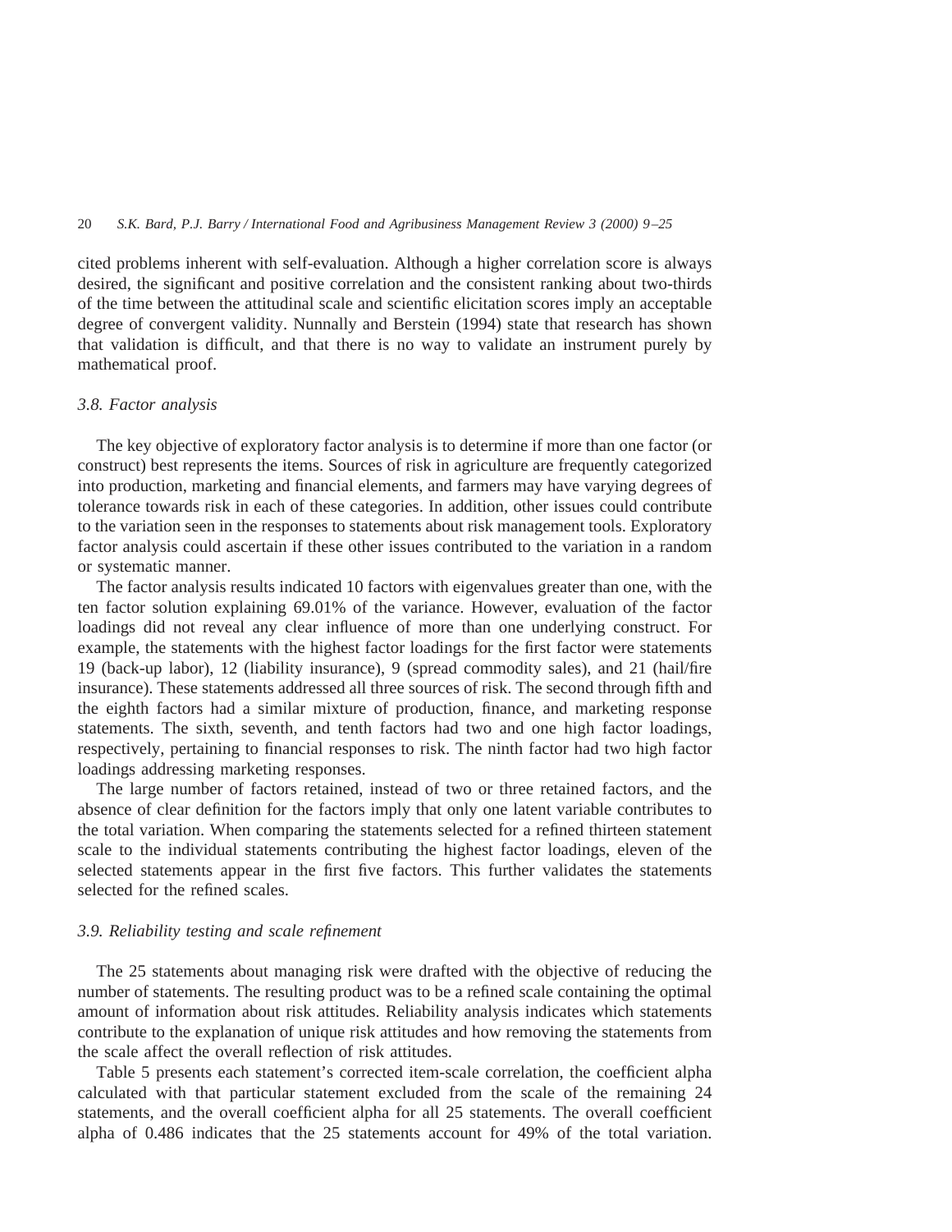cited problems inherent with self-evaluation. Although a higher correlation score is always desired, the significant and positive correlation and the consistent ranking about two-thirds of the time between the attitudinal scale and scientific elicitation scores imply an acceptable degree of convergent validity. Nunnally and Berstein (1994) state that research has shown that validation is difficult, and that there is no way to validate an instrument purely by mathematical proof.

### *3.8. Factor analysis*

The key objective of exploratory factor analysis is to determine if more than one factor (or construct) best represents the items. Sources of risk in agriculture are frequently categorized into production, marketing and financial elements, and farmers may have varying degrees of tolerance towards risk in each of these categories. In addition, other issues could contribute to the variation seen in the responses to statements about risk management tools. Exploratory factor analysis could ascertain if these other issues contributed to the variation in a random or systematic manner.

The factor analysis results indicated 10 factors with eigenvalues greater than one, with the ten factor solution explaining 69.01% of the variance. However, evaluation of the factor loadings did not reveal any clear influence of more than one underlying construct. For example, the statements with the highest factor loadings for the first factor were statements 19 (back-up labor), 12 (liability insurance), 9 (spread commodity sales), and 21 (hail/fire insurance). These statements addressed all three sources of risk. The second through fifth and the eighth factors had a similar mixture of production, finance, and marketing response statements. The sixth, seventh, and tenth factors had two and one high factor loadings, respectively, pertaining to financial responses to risk. The ninth factor had two high factor loadings addressing marketing responses.

The large number of factors retained, instead of two or three retained factors, and the absence of clear definition for the factors imply that only one latent variable contributes to the total variation. When comparing the statements selected for a refined thirteen statement scale to the individual statements contributing the highest factor loadings, eleven of the selected statements appear in the first five factors. This further validates the statements selected for the refined scales.

### *3.9. Reliability testing and scale refinement*

The 25 statements about managing risk were drafted with the objective of reducing the number of statements. The resulting product was to be a refined scale containing the optimal amount of information about risk attitudes. Reliability analysis indicates which statements contribute to the explanation of unique risk attitudes and how removing the statements from the scale affect the overall reflection of risk attitudes.

Table 5 presents each statement's corrected item-scale correlation, the coefficient alpha calculated with that particular statement excluded from the scale of the remaining 24 statements, and the overall coefficient alpha for all 25 statements. The overall coefficient alpha of 0.486 indicates that the 25 statements account for 49% of the total variation.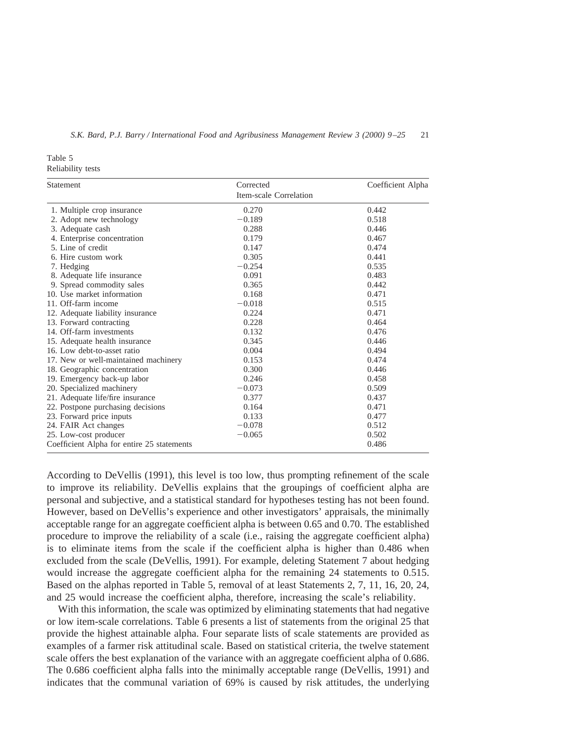Table 5
Reliability tests

| Statement | Corrected Item-scale Correlation | Coefficient Alpha |
|---|---|---|
| 1. Multiple crop insurance | 0.270 | 0.442 |
| 2. Adopt new technology | −0.189 | 0.518 |
| 3. Adequate cash | 0.288 | 0.446 |
| 4. Enterprise concentration | 0.179 | 0.467 |
| 5. Line of credit | 0.147 | 0.474 |
| 6. Hire custom work | 0.305 | 0.441 |
| 7. Hedging | −0.254 | 0.535 |
| 8. Adequate life insurance | 0.091 | 0.483 |
| 9. Spread commodity sales | 0.365 | 0.442 |
| 10. Use market information | 0.168 | 0.471 |
| 11. Off-farm income | −0.018 | 0.515 |
| 12. Adequate liability insurance | 0.224 | 0.471 |
| 13. Forward contracting | 0.228 | 0.464 |
| 14. Off-farm investments | 0.132 | 0.476 |
| 15. Adequate health insurance | 0.345 | 0.446 |
| 16. Low debt-to-asset ratio | 0.004 | 0.494 |
| 17. New or well-maintained machinery | 0.153 | 0.474 |
| 18. Geographic concentration | 0.300 | 0.446 |
| 19. Emergency back-up labor | 0.246 | 0.458 |
| 20. Specialized machinery | −0.073 | 0.509 |
| 21. Adequate life/fire insurance | 0.377 | 0.437 |
| 22. Postpone purchasing decisions | 0.164 | 0.471 |
| 23. Forward price inputs | 0.133 | 0.477 |
| 24. FAIR Act changes | −0.078 | 0.512 |
| 25. Low-cost producer | −0.065 | 0.502 |
| Coefficient Alpha for entire 25 statements | | 0.486 |

According to DeVellis (1991), this level is too low, thus prompting refinement of the scale to improve its reliability. DeVellis explains that the groupings of coefficient alpha are personal and subjective, and a statistical standard for hypotheses testing has not been found. However, based on DeVellis's experience and other investigators' appraisals, the minimally acceptable range for an aggregate coefficient alpha is between 0.65 and 0.70. The established procedure to improve the reliability of a scale (i.e., raising the aggregate coefficient alpha) is to eliminate items from the scale if the coefficient alpha is higher than 0.486 when excluded from the scale (DeVellis, 1991). For example, deleting Statement 7 about hedging would increase the aggregate coefficient alpha for the remaining 24 statements to 0.515. Based on the alphas reported in Table 5, removal of at least Statements 2, 7, 11, 16, 20, 24, and 25 would increase the coefficient alpha, therefore, increasing the scale's reliability.

With this information, the scale was optimized by eliminating statements that had negative or low item-scale correlations. Table 6 presents a list of statements from the original 25 that provide the highest attainable alpha. Four separate lists of scale statements are provided as examples of a farmer risk attitudinal scale. Based on statistical criteria, the twelve statement scale offers the best explanation of the variance with an aggregate coefficient alpha of 0.686. The 0.686 coefficient alpha falls into the minimally acceptable range (DeVellis, 1991) and indicates that the communal variation of 69% is caused by risk attitudes, the underlying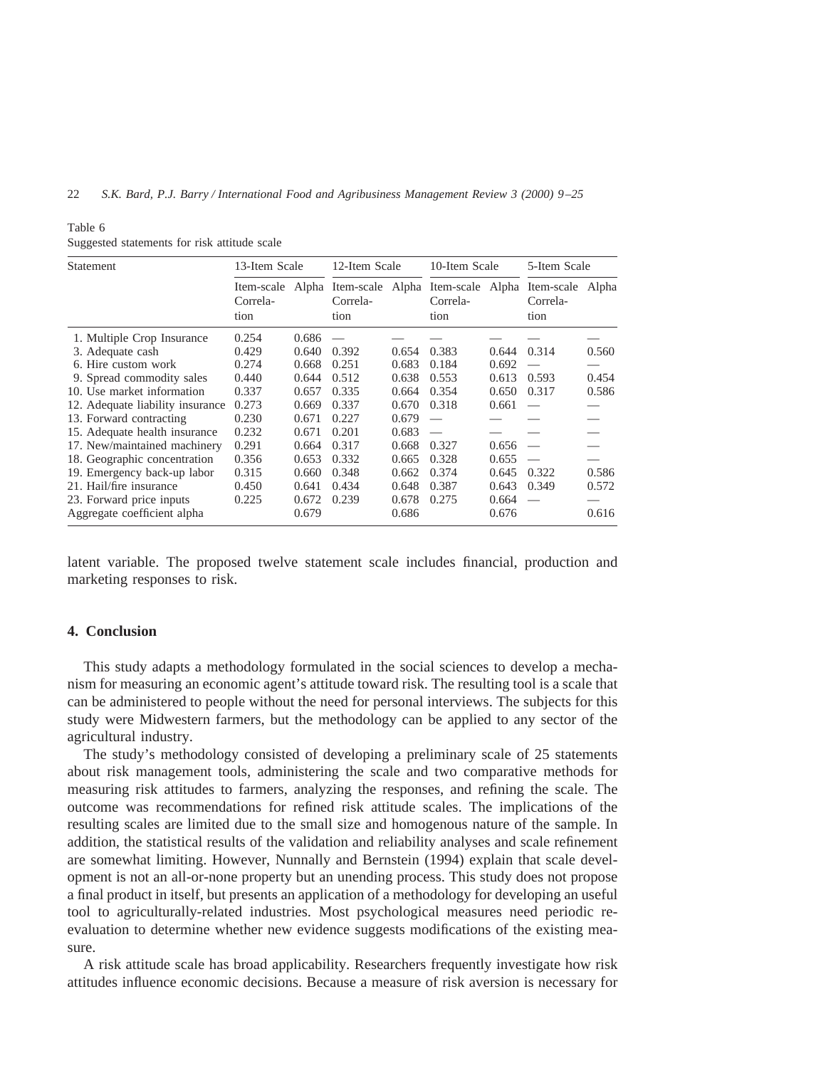Table 6
Suggested statements for risk attitude scale

| Statement | 13-Item Scale | | 12-Item Scale | | 10-Item Scale | | 5-Item Scale | |
|---|---|---|---|---|---|---|---|---|
| | Item-scale Correlation | Alpha | Item-scale Correlation | Alpha | Item-scale Correlation | Alpha | Item-scale Correlation | Alpha |
| 1. Multiple Crop Insurance | 0.254 | 0.686 | — | — | — | — | — | — |
| 3. Adequate cash | 0.429 | 0.640 | 0.392 | 0.654 | 0.383 | 0.644 | 0.314 | 0.560 |
| 6. Hire custom work | 0.274 | 0.668 | 0.251 | 0.683 | 0.184 | 0.692 | — | — |
| 9. Spread commodity sales | 0.440 | 0.644 | 0.512 | 0.638 | 0.553 | 0.613 | 0.593 | 0.454 |
| 10. Use market information | 0.337 | 0.657 | 0.335 | 0.664 | 0.354 | 0.650 | 0.317 | 0.586 |
| 12. Adequate liability insurance | 0.273 | 0.669 | 0.337 | 0.670 | 0.318 | 0.661 | — | — |
| 13. Forward contracting | 0.230 | 0.671 | 0.227 | 0.679 | — | — | — | — |
| 15. Adequate health insurance | 0.232 | 0.671 | 0.201 | 0.683 | — | — | — | — |
| 17. New/maintained machinery | 0.291 | 0.664 | 0.317 | 0.668 | 0.327 | 0.656 | — | — |
| 18. Geographic concentration | 0.356 | 0.653 | 0.332 | 0.665 | 0.328 | 0.655 | — | — |
| 19. Emergency back-up labor | 0.315 | 0.660 | 0.348 | 0.662 | 0.374 | 0.645 | 0.322 | 0.586 |
| 21. Hail/fire insurance | 0.450 | 0.641 | 0.434 | 0.648 | 0.387 | 0.643 | 0.349 | 0.572 |
| 23. Forward price inputs | 0.225 | 0.672 | 0.239 | 0.678 | 0.275 | 0.664 | — | — |
| Aggregate coefficient alpha | | 0.679 | | 0.686 | | 0.676 | | 0.616 |

latent variable. The proposed twelve statement scale includes financial, production and marketing responses to risk.

## 4. Conclusion

This study adapts a methodology formulated in the social sciences to develop a mechanism for measuring an economic agent's attitude toward risk. The resulting tool is a scale that can be administered to people without the need for personal interviews. The subjects for this study were Midwestern farmers, but the methodology can be applied to any sector of the agricultural industry.

The study's methodology consisted of developing a preliminary scale of 25 statements about risk management tools, administering the scale and two comparative methods for measuring risk attitudes to farmers, analyzing the responses, and refining the scale. The outcome was recommendations for refined risk attitude scales. The implications of the resulting scales are limited due to the small size and homogenous nature of the sample. In addition, the statistical results of the validation and reliability analyses and scale refinement are somewhat limiting. However, Nunnally and Bernstein (1994) explain that scale development is not an all-or-none property but an unending process. This study does not propose a final product in itself, but presents an application of a methodology for developing an useful tool to agriculturally-related industries. Most psychological measures need periodic re-evaluation to determine whether new evidence suggests modifications of the existing measure.

A risk attitude scale has broad applicability. Researchers frequently investigate how risk attitudes influence economic decisions. Because a measure of risk aversion is necessary for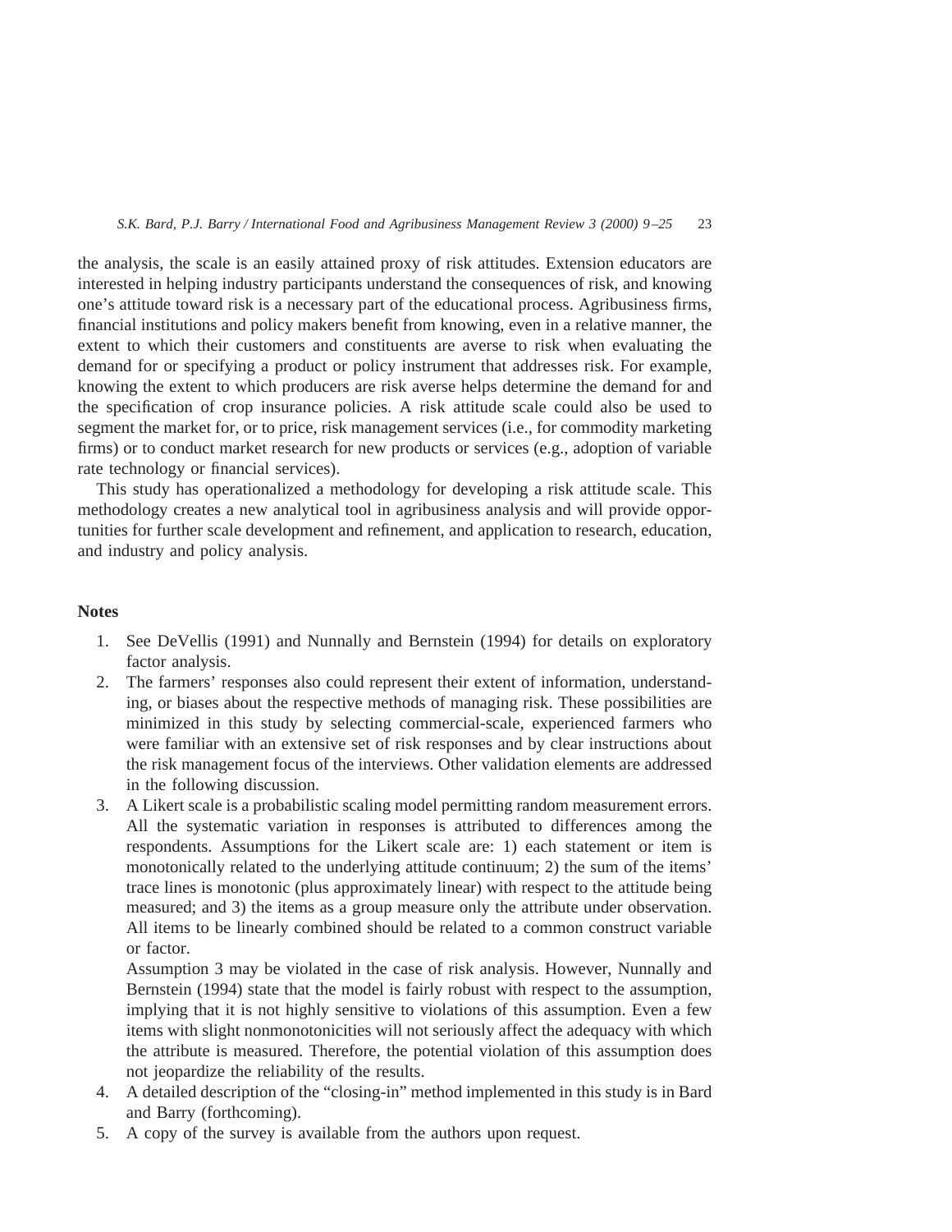the analysis, the scale is an easily attained proxy of risk attitudes. Extension educators are interested in helping industry participants understand the consequences of risk, and knowing one's attitude toward risk is a necessary part of the educational process. Agribusiness firms, financial institutions and policy makers benefit from knowing, even in a relative manner, the extent to which their customers and constituents are averse to risk when evaluating the demand for or specifying a product or policy instrument that addresses risk. For example, knowing the extent to which producers are risk averse helps determine the demand for and the specification of crop insurance policies. A risk attitude scale could also be used to segment the market for, or to price, risk management services (i.e., for commodity marketing firms) or to conduct market research for new products or services (e.g., adoption of variable rate technology or financial services).

This study has operationalized a methodology for developing a risk attitude scale. This methodology creates a new analytical tool in agribusiness analysis and will provide opportunities for further scale development and refinement, and application to research, education, and industry and policy analysis.

## Notes

1. See DeVellis (1991) and Nunnally and Bernstein (1994) for details on exploratory factor analysis.
2. The farmers' responses also could represent their extent of information, understanding, or biases about the respective methods of managing risk. These possibilities are minimized in this study by selecting commercial-scale, experienced farmers who were familiar with an extensive set of risk responses and by clear instructions about the risk management focus of the interviews. Other validation elements are addressed in the following discussion.
3. A Likert scale is a probabilistic scaling model permitting random measurement errors. All the systematic variation in responses is attributed to differences among the respondents. Assumptions for the Likert scale are: 1) each statement or item is monotonically related to the underlying attitude continuum; 2) the sum of the items' trace lines is monotonic (plus approximately linear) with respect to the attitude being measured; and 3) the items as a group measure only the attribute under observation. All items to be linearly combined should be related to a common construct variable or factor.

   Assumption 3 may be violated in the case of risk analysis. However, Nunnally and Bernstein (1994) state that the model is fairly robust with respect to the assumption, implying that it is not highly sensitive to violations of this assumption. Even a few items with slight nonmonotonicities will not seriously affect the adequacy with which the attribute is measured. Therefore, the potential violation of this assumption does not jeopardize the reliability of the results.
4. A detailed description of the "closing-in" method implemented in this study is in Bard and Barry (forthcoming).
5. A copy of the survey is available from the authors upon request.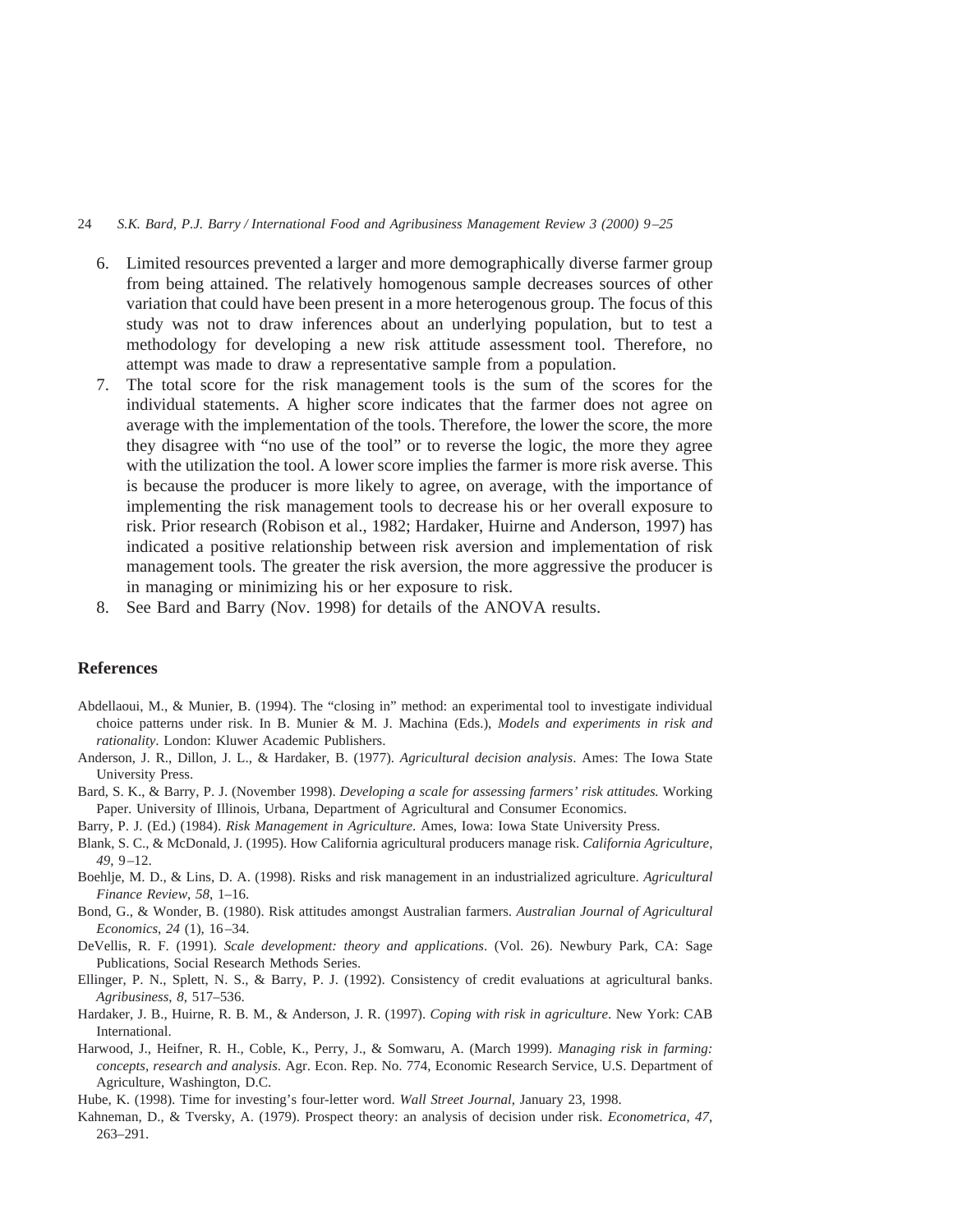6. Limited resources prevented a larger and more demographically diverse farmer group from being attained. The relatively homogenous sample decreases sources of other variation that could have been present in a more heterogenous group. The focus of this study was not to draw inferences about an underlying population, but to test a methodology for developing a new risk attitude assessment tool. Therefore, no attempt was made to draw a representative sample from a population.
7. The total score for the risk management tools is the sum of the scores for the individual statements. A higher score indicates that the farmer does not agree on average with the implementation of the tools. Therefore, the lower the score, the more they disagree with "no use of the tool" or to reverse the logic, the more they agree with the utilization the tool. A lower score implies the farmer is more risk averse. This is because the producer is more likely to agree, on average, with the importance of implementing the risk management tools to decrease his or her overall exposure to risk. Prior research (Robison et al., 1982; Hardaker, Huirne and Anderson, 1997) has indicated a positive relationship between risk aversion and implementation of risk management tools. The greater the risk aversion, the more aggressive the producer is in managing or minimizing his or her exposure to risk.
8. See Bard and Barry (Nov. 1998) for details of the ANOVA results.

## References

Abdellaoui, M., & Munier, B. (1994). The "closing in" method: an experimental tool to investigate individual choice patterns under risk. In B. Munier & M. J. Machina (Eds.), *Models and experiments in risk and rationality*. London: Kluwer Academic Publishers.

Anderson, J. R., Dillon, J. L., & Hardaker, B. (1977). *Agricultural decision analysis*. Ames: The Iowa State University Press.

Bard, S. K., & Barry, P. J. (November 1998). *Developing a scale for assessing farmers' risk attitudes.* Working Paper. University of Illinois, Urbana, Department of Agricultural and Consumer Economics.

Barry, P. J. (Ed.) (1984). *Risk Management in Agriculture*. Ames, Iowa: Iowa State University Press.

Blank, S. C., & McDonald, J. (1995). How California agricultural producers manage risk. *California Agriculture*, *49*, 9–12.

Boehlje, M. D., & Lins, D. A. (1998). Risks and risk management in an industrialized agriculture. *Agricultural Finance Review*, *58*, 1–16.

Bond, G., & Wonder, B. (1980). Risk attitudes amongst Australian farmers. *Australian Journal of Agricultural Economics*, *24* (1), 16–34.

DeVellis, R. F. (1991). *Scale development: theory and applications*. (Vol. 26). Newbury Park, CA: Sage Publications, Social Research Methods Series.

Ellinger, P. N., Splett, N. S., & Barry, P. J. (1992). Consistency of credit evaluations at agricultural banks. *Agribusiness*, *8*, 517–536.

Hardaker, J. B., Huirne, R. B. M., & Anderson, J. R. (1997). *Coping with risk in agriculture*. New York: CAB International.

Harwood, J., Heifner, R. H., Coble, K., Perry, J., & Somwaru, A. (March 1999). *Managing risk in farming: concepts, research and analysis*. Agr. Econ. Rep. No. 774, Economic Research Service, U.S. Department of Agriculture, Washington, D.C.

Hube, K. (1998). Time for investing's four-letter word. *Wall Street Journal*, January 23, 1998.

Kahneman, D., & Tversky, A. (1979). Prospect theory: an analysis of decision under risk. *Econometrica*, *47*, 263–291.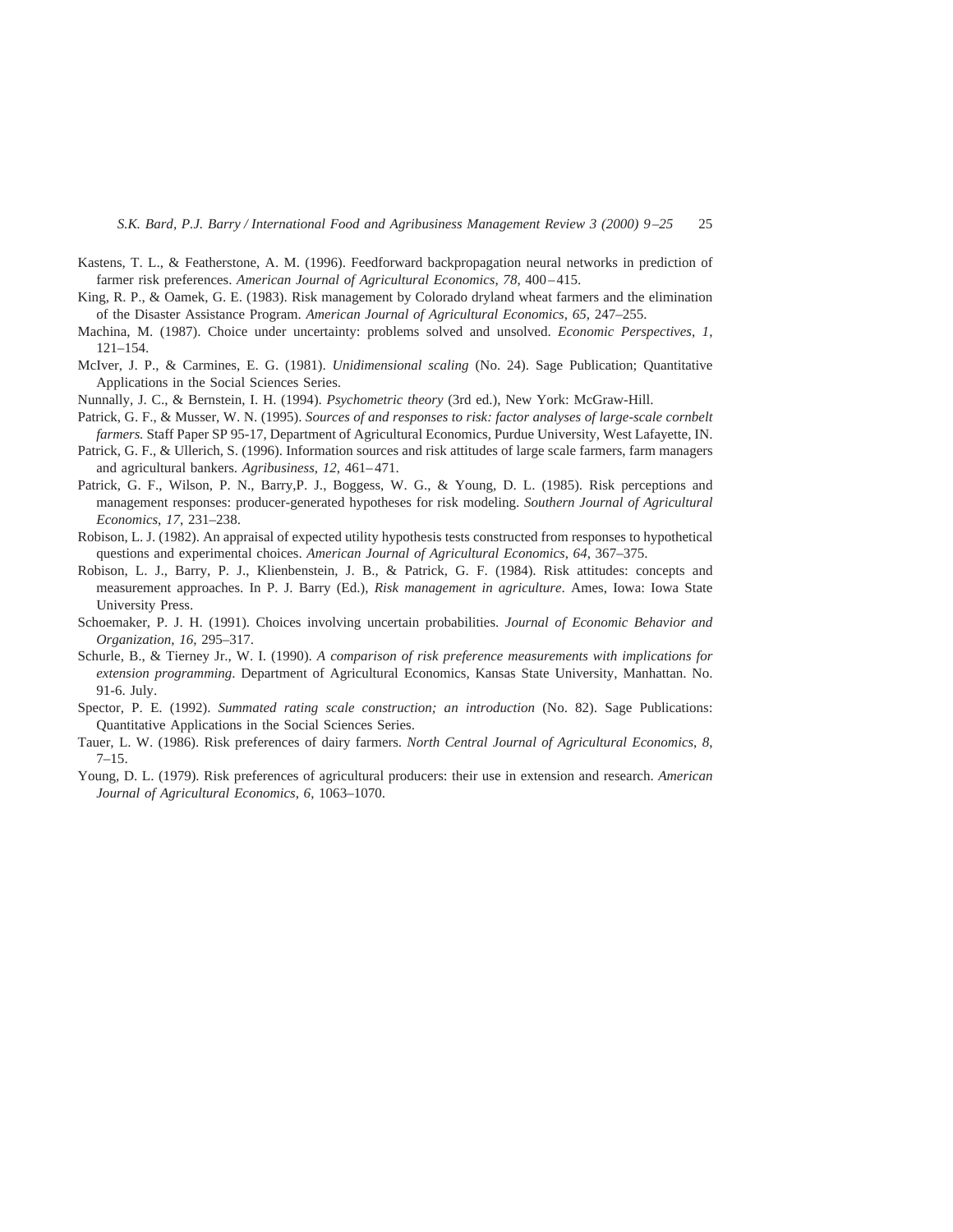Kastens, T. L., & Featherstone, A. M. (1996). Feedforward backpropagation neural networks in prediction of farmer risk preferences. *American Journal of Agricultural Economics*, *78*, 400–415.

King, R. P., & Oamek, G. E. (1983). Risk management by Colorado dryland wheat farmers and the elimination of the Disaster Assistance Program. *American Journal of Agricultural Economics*, *65*, 247–255.

Machina, M. (1987). Choice under uncertainty: problems solved and unsolved. *Economic Perspectives*, *1*, 121–154.

McIver, J. P., & Carmines, E. G. (1981). *Unidimensional scaling* (No. 24). Sage Publication; Quantitative Applications in the Social Sciences Series.

Nunnally, J. C., & Bernstein, I. H. (1994). *Psychometric theory* (3rd ed.), New York: McGraw-Hill.

Patrick, G. F., & Musser, W. N. (1995). *Sources of and responses to risk: factor analyses of large-scale cornbelt farmers.* Staff Paper SP 95-17, Department of Agricultural Economics, Purdue University, West Lafayette, IN.

Patrick, G. F., & Ullerich, S. (1996). Information sources and risk attitudes of large scale farmers, farm managers and agricultural bankers. *Agribusiness*, *12*, 461–471.

Patrick, G. F., Wilson, P. N., Barry,P. J., Boggess, W. G., & Young, D. L. (1985). Risk perceptions and management responses: producer-generated hypotheses for risk modeling. *Southern Journal of Agricultural Economics*, *17*, 231–238.

Robison, L. J. (1982). An appraisal of expected utility hypothesis tests constructed from responses to hypothetical questions and experimental choices. *American Journal of Agricultural Economics*, *64*, 367–375.

Robison, L. J., Barry, P. J., Klienbenstein, J. B., & Patrick, G. F. (1984). Risk attitudes: concepts and measurement approaches. In P. J. Barry (Ed.), *Risk management in agriculture*. Ames, Iowa: Iowa State University Press.

Schoemaker, P. J. H. (1991). Choices involving uncertain probabilities. *Journal of Economic Behavior and Organization*, *16*, 295–317.

Schurle, B., & Tierney Jr., W. I. (1990). *A comparison of risk preference measurements with implications for extension programming*. Department of Agricultural Economics, Kansas State University, Manhattan. No. 91-6. July.

Spector, P. E. (1992). *Summated rating scale construction; an introduction* (No. 82). Sage Publications: Quantitative Applications in the Social Sciences Series.

Tauer, L. W. (1986). Risk preferences of dairy farmers. *North Central Journal of Agricultural Economics*, *8*, 7–15.

Young, D. L. (1979). Risk preferences of agricultural producers: their use in extension and research. *American Journal of Agricultural Economics*, *6*, 1063–1070.